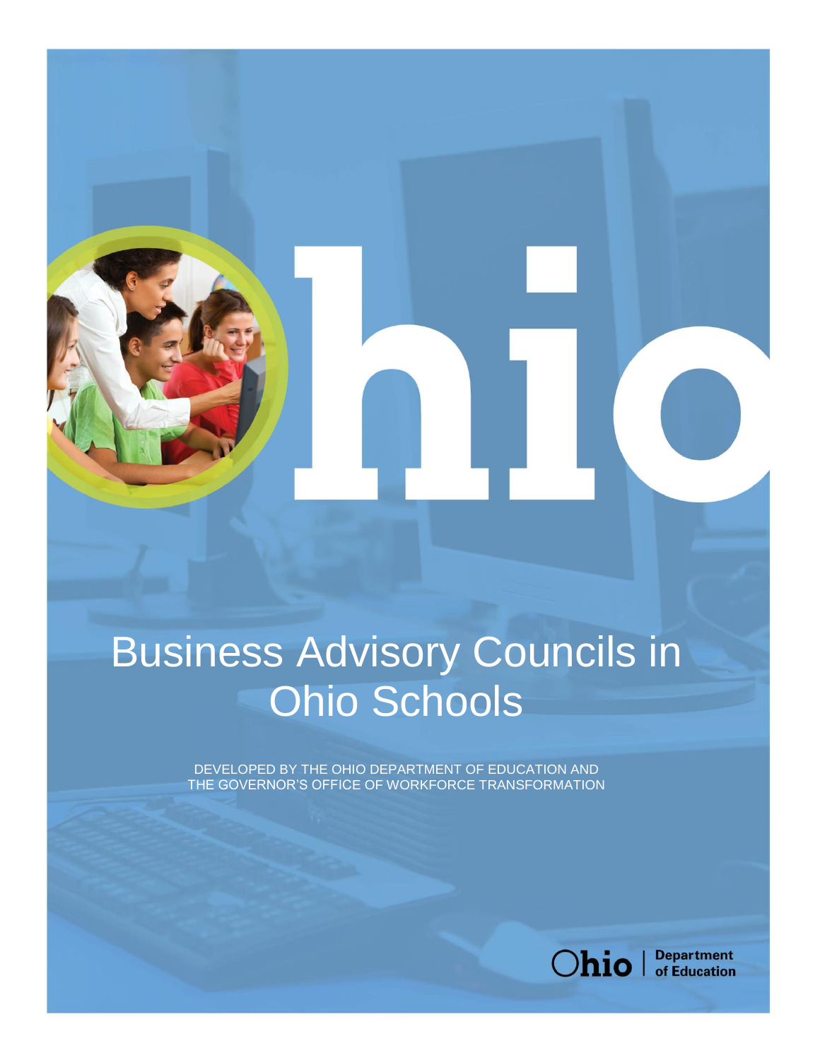# Business Advisory Councils in Ohio Schools

DEVELOPED BY THE OHIO DEPARTMENT OF EDUCATION AND THE GOVERNOR'S OFFICE OF WORKFORCE TRANSFORMATION

Ohio | Department of Education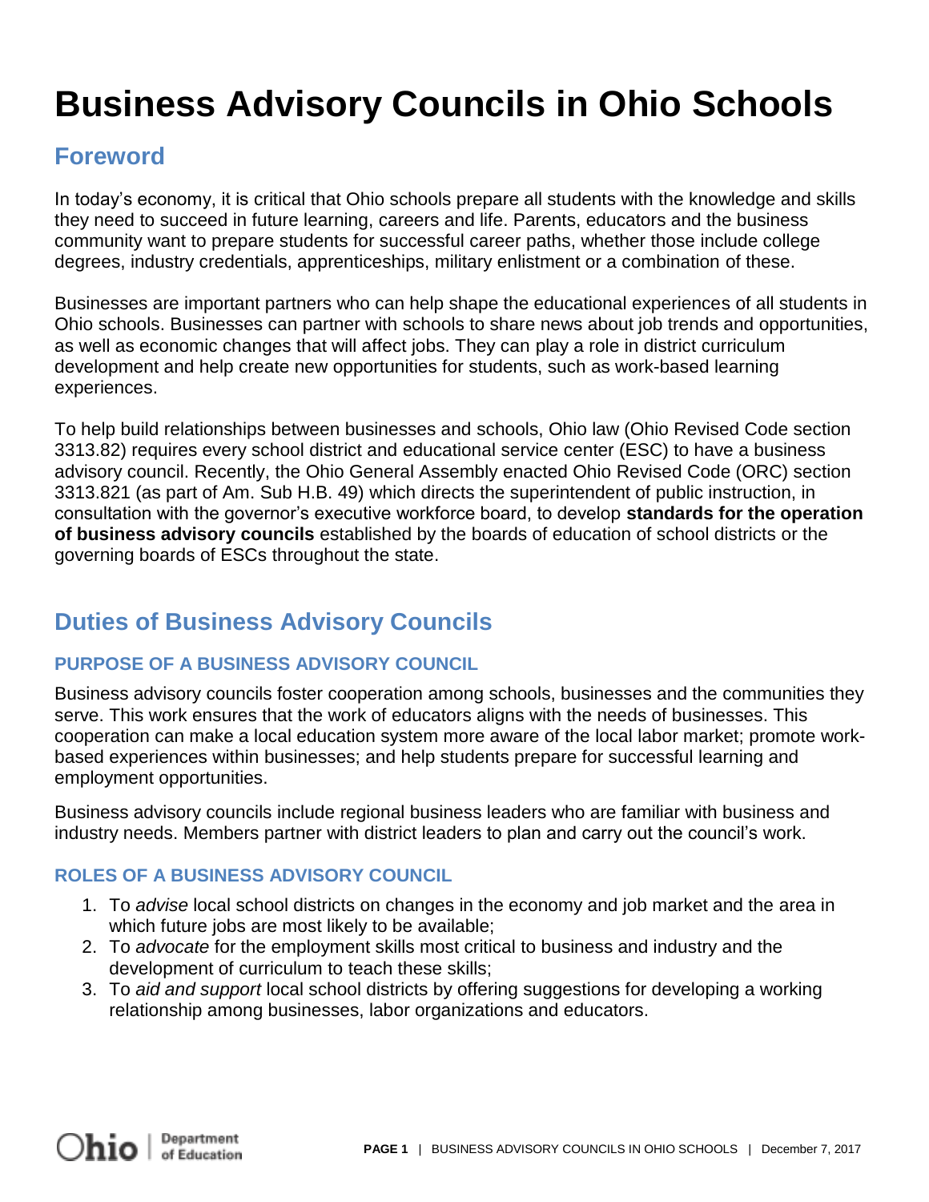# Business Advisory Councils in Ohio Schools

## Foreword

In today's economy, it is critical that Ohio schools prepare all students with the knowledge and skills they need to succeed in future learning, careers and life. Parents, educators and the business community want to prepare students for successful career paths, whether those include college degrees, industry credentials, apprenticeships, military enlistment or a combination of these.

Businesses are important partners who can help shape the educational experiences of all students in Ohio schools. Businesses can partner with schools to share news about job trends and opportunities, as well as economic changes that will affect jobs. They can play a role in district curriculum development and help create new opportunities for students, such as work-based learning experiences.

To help build relationships between businesses and schools, Ohio law (Ohio Revised Code section 3313.82) requires every school district and educational service center (ESC) to have a business advisory council. Recently, the Ohio General Assembly enacted Ohio Revised Code (ORC) section 3313.821 (as part of Am. Sub H.B. 49) which directs the superintendent of public instruction, in consultation with the governor's executive workforce board, to develop **standards for the operation of business advisory councils** established by the boards of education of school districts or the governing boards of ESCs throughout the state.

## Duties of Business Advisory Councils

### PURPOSE OF A BUSINESS ADVISORY COUNCIL

Business advisory councils foster cooperation among schools, businesses and the communities they serve. This work ensures that the work of educators aligns with the needs of businesses. This cooperation can make a local education system more aware of the local labor market; promote work-based experiences within businesses; and help students prepare for successful learning and employment opportunities.

Business advisory councils include regional business leaders who are familiar with business and industry needs. Members partner with district leaders to plan and carry out the council's work.

### ROLES OF A BUSINESS ADVISORY COUNCIL

1. To *advise* local school districts on changes in the economy and job market and the area in which future jobs are most likely to be available;
2. To *advocate* for the employment skills most critical to business and industry and the development of curriculum to teach these skills;
3. To *aid and support* local school districts by offering suggestions for developing a working relationship among businesses, labor organizations and educators.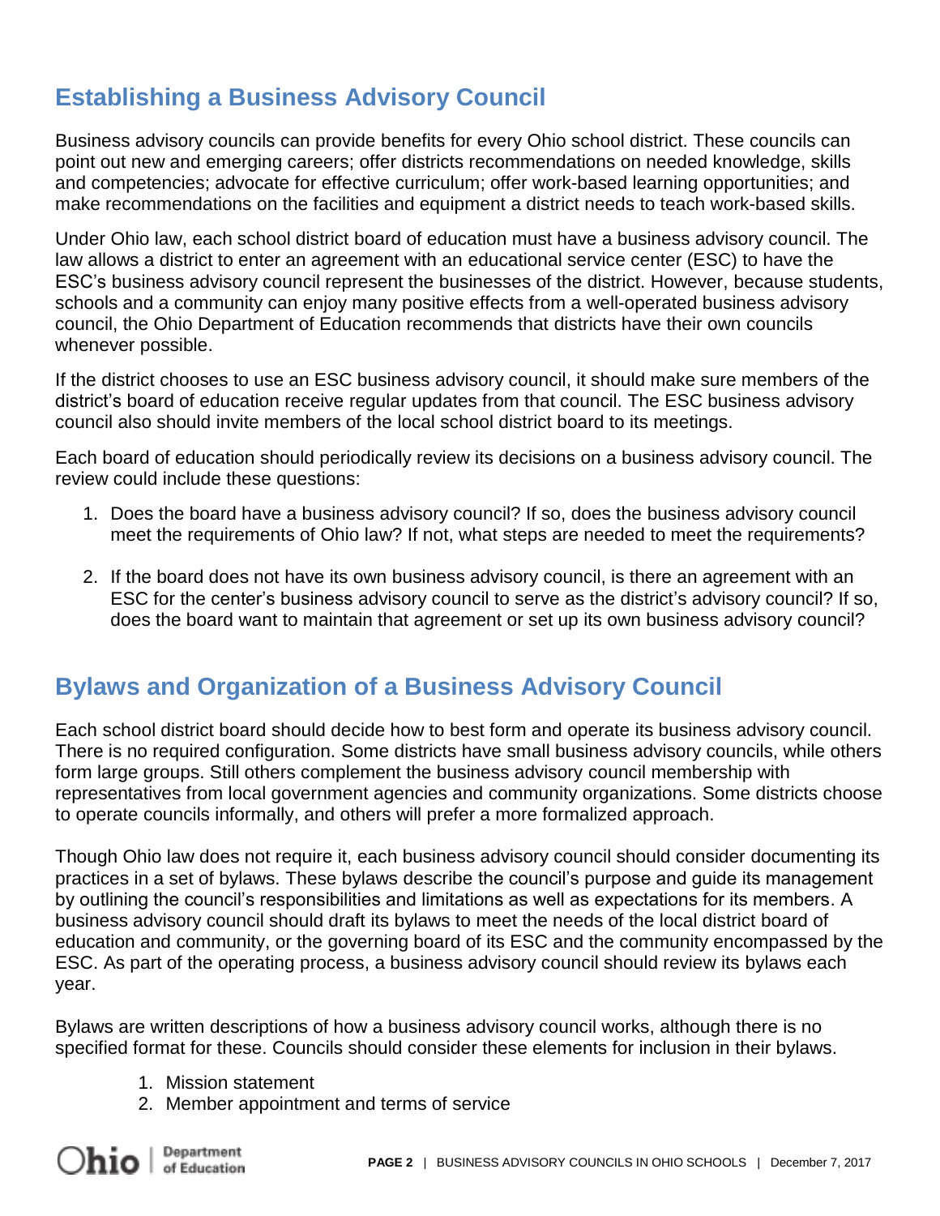## Establishing a Business Advisory Council

Business advisory councils can provide benefits for every Ohio school district. These councils can point out new and emerging careers; offer districts recommendations on needed knowledge, skills and competencies; advocate for effective curriculum; offer work-based learning opportunities; and make recommendations on the facilities and equipment a district needs to teach work-based skills.

Under Ohio law, each school district board of education must have a business advisory council. The law allows a district to enter an agreement with an educational service center (ESC) to have the ESC's business advisory council represent the businesses of the district. However, because students, schools and a community can enjoy many positive effects from a well-operated business advisory council, the Ohio Department of Education recommends that districts have their own councils whenever possible.

If the district chooses to use an ESC business advisory council, it should make sure members of the district's board of education receive regular updates from that council. The ESC business advisory council also should invite members of the local school district board to its meetings.

Each board of education should periodically review its decisions on a business advisory council. The review could include these questions:

1. Does the board have a business advisory council? If so, does the business advisory council meet the requirements of Ohio law? If not, what steps are needed to meet the requirements?

2. If the board does not have its own business advisory council, is there an agreement with an ESC for the center's business advisory council to serve as the district's advisory council? If so, does the board want to maintain that agreement or set up its own business advisory council?

## Bylaws and Organization of a Business Advisory Council

Each school district board should decide how to best form and operate its business advisory council. There is no required configuration. Some districts have small business advisory councils, while others form large groups. Still others complement the business advisory council membership with representatives from local government agencies and community organizations. Some districts choose to operate councils informally, and others will prefer a more formalized approach.

Though Ohio law does not require it, each business advisory council should consider documenting its practices in a set of bylaws. These bylaws describe the council's purpose and guide its management by outlining the council's responsibilities and limitations as well as expectations for its members. A business advisory council should draft its bylaws to meet the needs of the local district board of education and community, or the governing board of its ESC and the community encompassed by the ESC. As part of the operating process, a business advisory council should review its bylaws each year.

Bylaws are written descriptions of how a business advisory council works, although there is no specified format for these. Councils should consider these elements for inclusion in their bylaws.

1. Mission statement
2. Member appointment and terms of service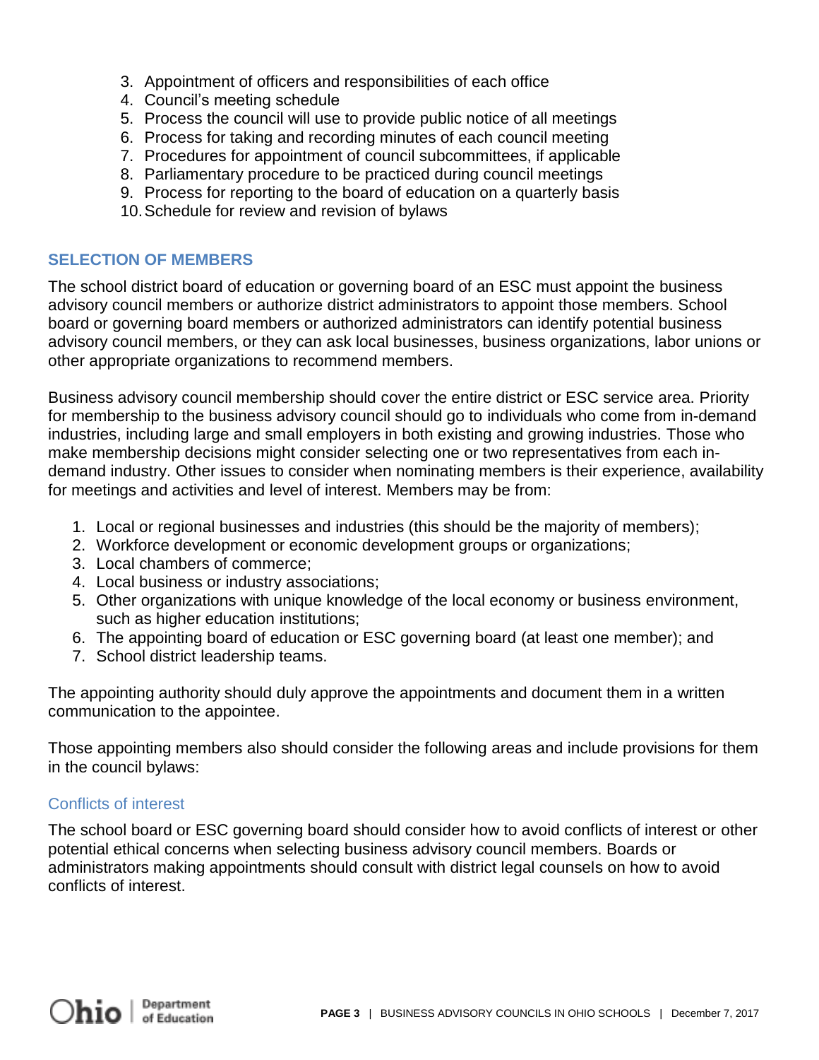3. Appointment of officers and responsibilities of each office
4. Council's meeting schedule
5. Process the council will use to provide public notice of all meetings
6. Process for taking and recording minutes of each council meeting
7. Procedures for appointment of council subcommittees, if applicable
8. Parliamentary procedure to be practiced during council meetings
9. Process for reporting to the board of education on a quarterly basis
10. Schedule for review and revision of bylaws

## SELECTION OF MEMBERS

The school district board of education or governing board of an ESC must appoint the business advisory council members or authorize district administrators to appoint those members. School board or governing board members or authorized administrators can identify potential business advisory council members, or they can ask local businesses, business organizations, labor unions or other appropriate organizations to recommend members.

Business advisory council membership should cover the entire district or ESC service area. Priority for membership to the business advisory council should go to individuals who come from in-demand industries, including large and small employers in both existing and growing industries. Those who make membership decisions might consider selecting one or two representatives from each in-demand industry. Other issues to consider when nominating members is their experience, availability for meetings and activities and level of interest. Members may be from:

1. Local or regional businesses and industries (this should be the majority of members);
2. Workforce development or economic development groups or organizations;
3. Local chambers of commerce;
4. Local business or industry associations;
5. Other organizations with unique knowledge of the local economy or business environment, such as higher education institutions;
6. The appointing board of education or ESC governing board (at least one member); and
7. School district leadership teams.

The appointing authority should duly approve the appointments and document them in a written communication to the appointee.

Those appointing members also should consider the following areas and include provisions for them in the council bylaws:

### Conflicts of interest

The school board or ESC governing board should consider how to avoid conflicts of interest or other potential ethical concerns when selecting business advisory council members. Boards or administrators making appointments should consult with district legal counsels on how to avoid conflicts of interest.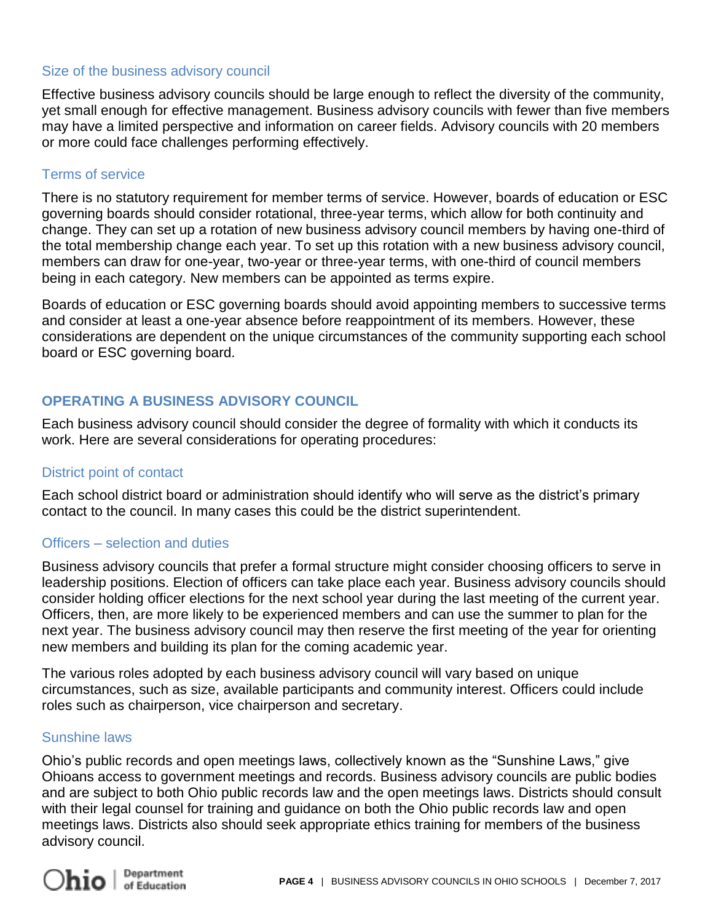### Size of the business advisory council

Effective business advisory councils should be large enough to reflect the diversity of the community, yet small enough for effective management. Business advisory councils with fewer than five members may have a limited perspective and information on career fields. Advisory councils with 20 members or more could face challenges performing effectively.

### Terms of service

There is no statutory requirement for member terms of service. However, boards of education or ESC governing boards should consider rotational, three-year terms, which allow for both continuity and change. They can set up a rotation of new business advisory council members by having one-third of the total membership change each year. To set up this rotation with a new business advisory council, members can draw for one-year, two-year or three-year terms, with one-third of council members being in each category. New members can be appointed as terms expire.

Boards of education or ESC governing boards should avoid appointing members to successive terms and consider at least a one-year absence before reappointment of its members. However, these considerations are dependent on the unique circumstances of the community supporting each school board or ESC governing board.

## OPERATING A BUSINESS ADVISORY COUNCIL

Each business advisory council should consider the degree of formality with which it conducts its work. Here are several considerations for operating procedures:

### District point of contact

Each school district board or administration should identify who will serve as the district's primary contact to the council. In many cases this could be the district superintendent.

### Officers – selection and duties

Business advisory councils that prefer a formal structure might consider choosing officers to serve in leadership positions. Election of officers can take place each year. Business advisory councils should consider holding officer elections for the next school year during the last meeting of the current year. Officers, then, are more likely to be experienced members and can use the summer to plan for the next year. The business advisory council may then reserve the first meeting of the year for orienting new members and building its plan for the coming academic year.

The various roles adopted by each business advisory council will vary based on unique circumstances, such as size, available participants and community interest. Officers could include roles such as chairperson, vice chairperson and secretary.

### Sunshine laws

Ohio's public records and open meetings laws, collectively known as the "Sunshine Laws," give Ohioans access to government meetings and records. Business advisory councils are public bodies and are subject to both Ohio public records law and the open meetings laws. Districts should consult with their legal counsel for training and guidance on both the Ohio public records law and open meetings laws. Districts also should seek appropriate ethics training for members of the business advisory council.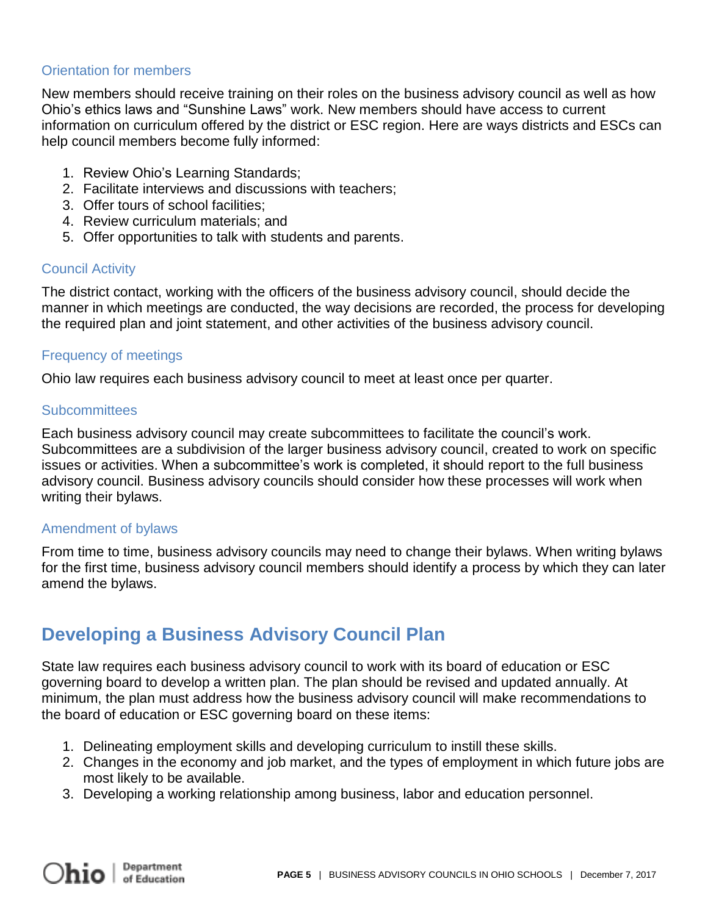### Orientation for members

New members should receive training on their roles on the business advisory council as well as how Ohio's ethics laws and "Sunshine Laws" work. New members should have access to current information on curriculum offered by the district or ESC region. Here are ways districts and ESCs can help council members become fully informed:

1. Review Ohio's Learning Standards;
2. Facilitate interviews and discussions with teachers;
3. Offer tours of school facilities;
4. Review curriculum materials; and
5. Offer opportunities to talk with students and parents.

### Council Activity

The district contact, working with the officers of the business advisory council, should decide the manner in which meetings are conducted, the way decisions are recorded, the process for developing the required plan and joint statement, and other activities of the business advisory council.

### Frequency of meetings

Ohio law requires each business advisory council to meet at least once per quarter.

### Subcommittees

Each business advisory council may create subcommittees to facilitate the council's work. Subcommittees are a subdivision of the larger business advisory council, created to work on specific issues or activities. When a subcommittee's work is completed, it should report to the full business advisory council. Business advisory councils should consider how these processes will work when writing their bylaws.

### Amendment of bylaws

From time to time, business advisory councils may need to change their bylaws. When writing bylaws for the first time, business advisory council members should identify a process by which they can later amend the bylaws.

## Developing a Business Advisory Council Plan

State law requires each business advisory council to work with its board of education or ESC governing board to develop a written plan. The plan should be revised and updated annually. At minimum, the plan must address how the business advisory council will make recommendations to the board of education or ESC governing board on these items:

1. Delineating employment skills and developing curriculum to instill these skills.
2. Changes in the economy and job market, and the types of employment in which future jobs are most likely to be available.
3. Developing a working relationship among business, labor and education personnel.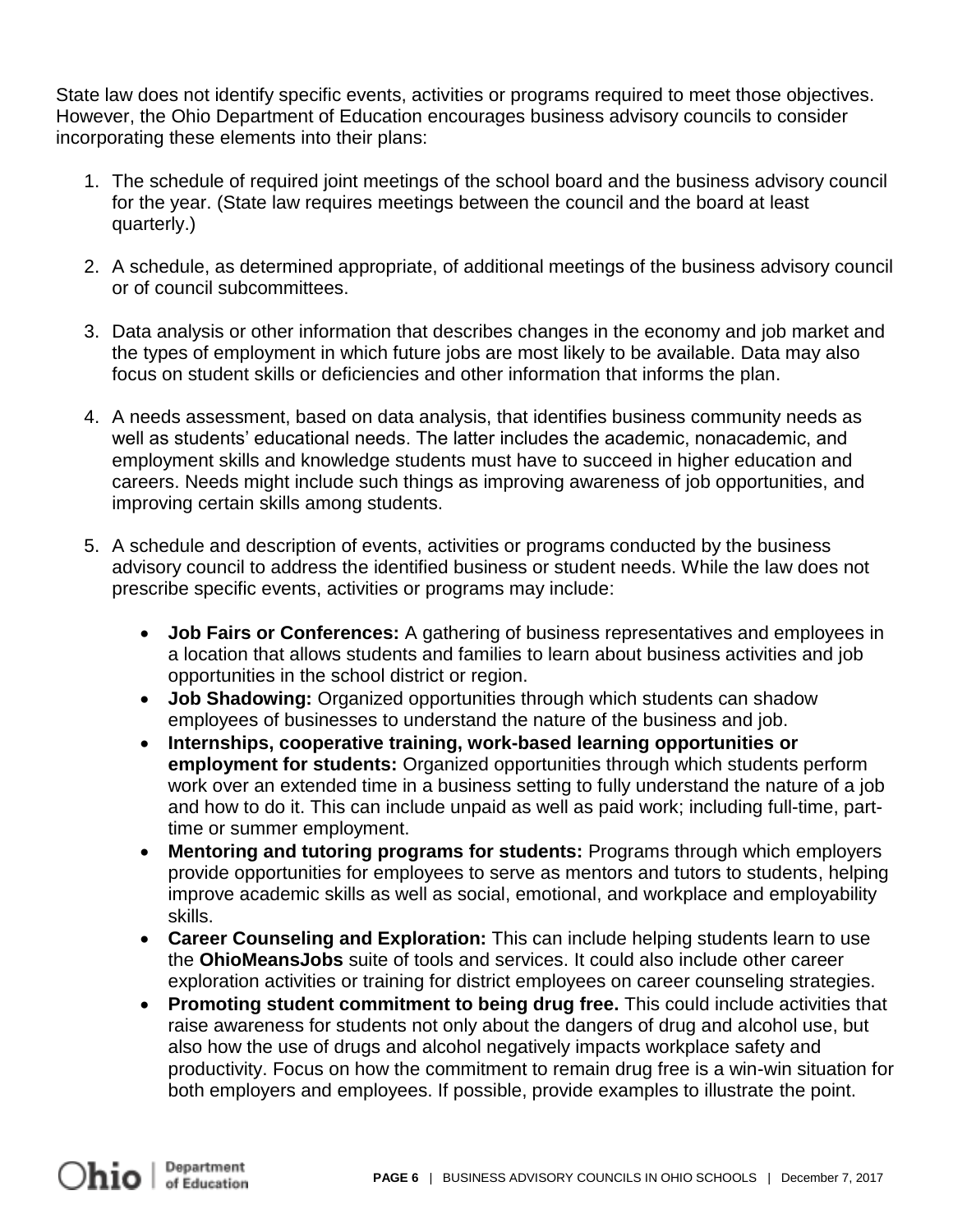State law does not identify specific events, activities or programs required to meet those objectives. However, the Ohio Department of Education encourages business advisory councils to consider incorporating these elements into their plans:

1. The schedule of required joint meetings of the school board and the business advisory council for the year. (State law requires meetings between the council and the board at least quarterly.)

2. A schedule, as determined appropriate, of additional meetings of the business advisory council or of council subcommittees.

3. Data analysis or other information that describes changes in the economy and job market and the types of employment in which future jobs are most likely to be available. Data may also focus on student skills or deficiencies and other information that informs the plan.

4. A needs assessment, based on data analysis, that identifies business community needs as well as students' educational needs. The latter includes the academic, nonacademic, and employment skills and knowledge students must have to succeed in higher education and careers. Needs might include such things as improving awareness of job opportunities, and improving certain skills among students.

5. A schedule and description of events, activities or programs conducted by the business advisory council to address the identified business or student needs. While the law does not prescribe specific events, activities or programs may include:

   - **Job Fairs or Conferences:** A gathering of business representatives and employees in a location that allows students and families to learn about business activities and job opportunities in the school district or region.
   - **Job Shadowing:** Organized opportunities through which students can shadow employees of businesses to understand the nature of the business and job.
   - **Internships, cooperative training, work-based learning opportunities or employment for students:** Organized opportunities through which students perform work over an extended time in a business setting to fully understand the nature of a job and how to do it. This can include unpaid as well as paid work; including full-time, part-time or summer employment.
   - **Mentoring and tutoring programs for students:** Programs through which employers provide opportunities for employees to serve as mentors and tutors to students, helping improve academic skills as well as social, emotional, and workplace and employability skills.
   - **Career Counseling and Exploration:** This can include helping students learn to use the **OhioMeansJobs** suite of tools and services. It could also include other career exploration activities or training for district employees on career counseling strategies.
   - **Promoting student commitment to being drug free.** This could include activities that raise awareness for students not only about the dangers of drug and alcohol use, but also how the use of drugs and alcohol negatively impacts workplace safety and productivity. Focus on how the commitment to remain drug free is a win-win situation for both employers and employees. If possible, provide examples to illustrate the point.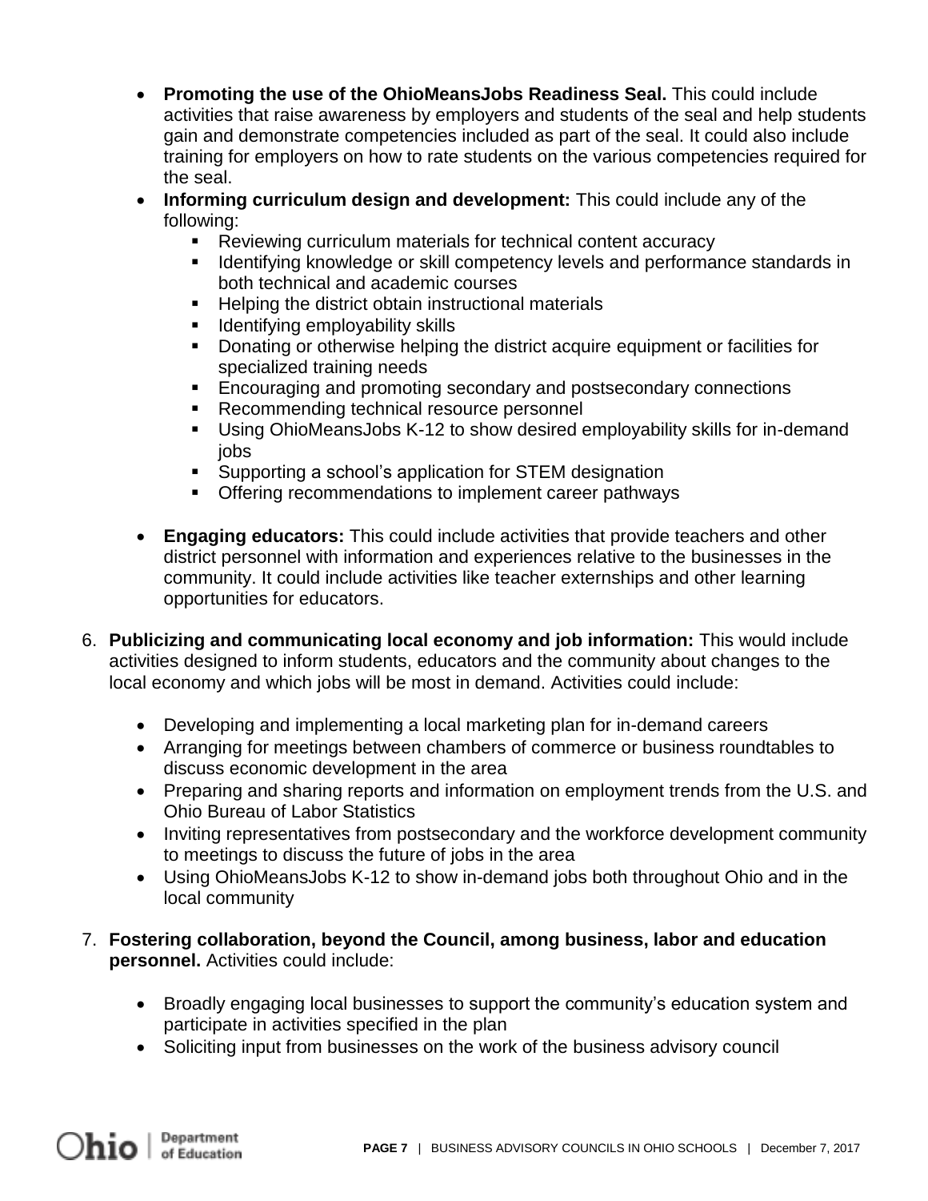- **Promoting the use of the OhioMeansJobs Readiness Seal.** This could include activities that raise awareness by employers and students of the seal and help students gain and demonstrate competencies included as part of the seal. It could also include training for employers on how to rate students on the various competencies required for the seal.
- **Informing curriculum design and development:** This could include any of the following:
    - Reviewing curriculum materials for technical content accuracy
    - Identifying knowledge or skill competency levels and performance standards in both technical and academic courses
    - Helping the district obtain instructional materials
    - Identifying employability skills
    - Donating or otherwise helping the district acquire equipment or facilities for specialized training needs
    - Encouraging and promoting secondary and postsecondary connections
    - Recommending technical resource personnel
    - Using OhioMeansJobs K-12 to show desired employability skills for in-demand jobs
    - Supporting a school's application for STEM designation
    - Offering recommendations to implement career pathways
- **Engaging educators:** This could include activities that provide teachers and other district personnel with information and experiences relative to the businesses in the community. It could include activities like teacher externships and other learning opportunities for educators.

6. **Publicizing and communicating local economy and job information:** This would include activities designed to inform students, educators and the community about changes to the local economy and which jobs will be most in demand. Activities could include:

    - Developing and implementing a local marketing plan for in-demand careers
    - Arranging for meetings between chambers of commerce or business roundtables to discuss economic development in the area
    - Preparing and sharing reports and information on employment trends from the U.S. and Ohio Bureau of Labor Statistics
    - Inviting representatives from postsecondary and the workforce development community to meetings to discuss the future of jobs in the area
    - Using OhioMeansJobs K-12 to show in-demand jobs both throughout Ohio and in the local community

7. **Fostering collaboration, beyond the Council, among business, labor and education personnel.** Activities could include:

    - Broadly engaging local businesses to support the community's education system and participate in activities specified in the plan
    - Soliciting input from businesses on the work of the business advisory council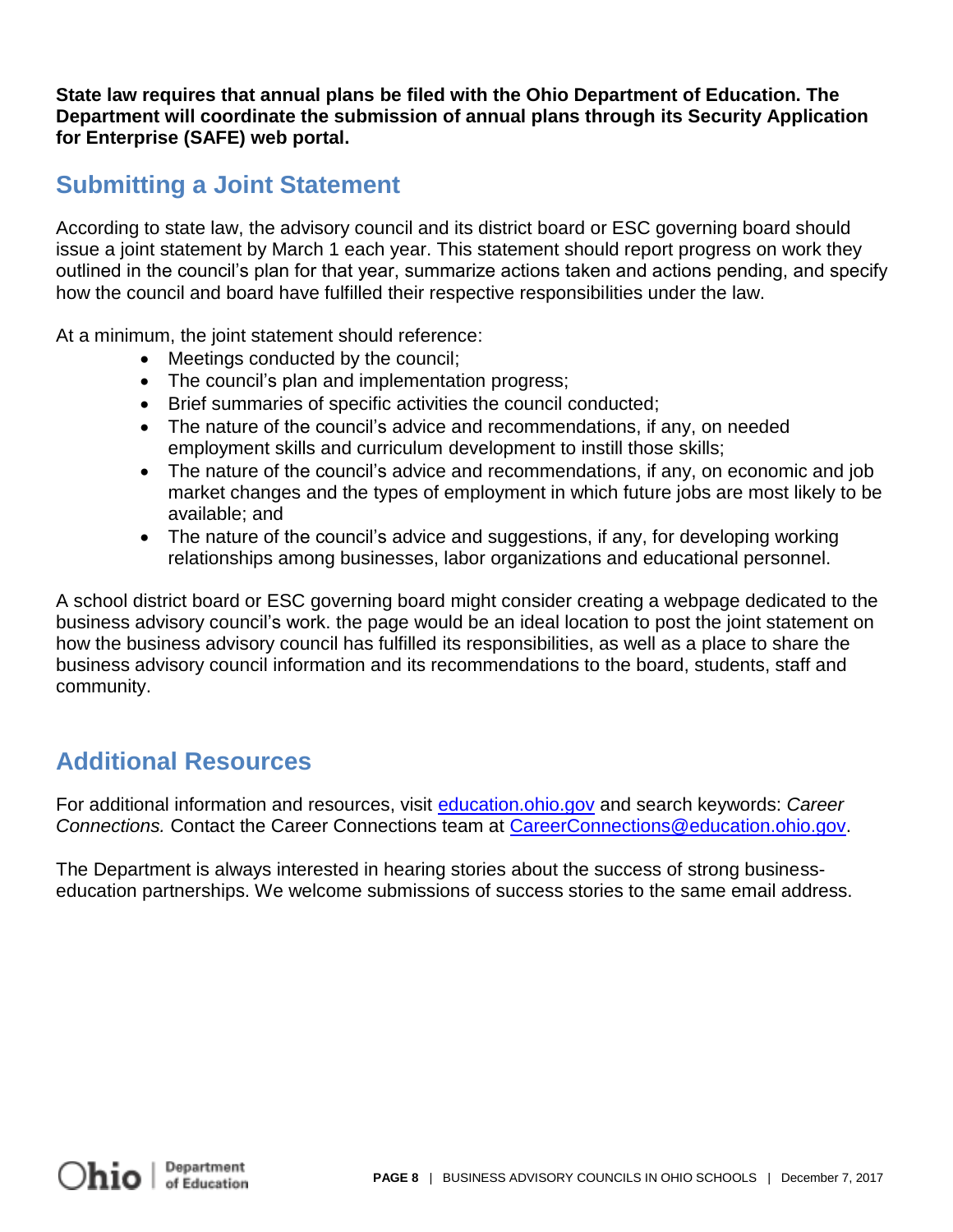**State law requires that annual plans be filed with the Ohio Department of Education. The Department will coordinate the submission of annual plans through its Security Application for Enterprise (SAFE) web portal.**

## Submitting a Joint Statement

According to state law, the advisory council and its district board or ESC governing board should issue a joint statement by March 1 each year. This statement should report progress on work they outlined in the council's plan for that year, summarize actions taken and actions pending, and specify how the council and board have fulfilled their respective responsibilities under the law.

At a minimum, the joint statement should reference:

- Meetings conducted by the council;
- The council's plan and implementation progress;
- Brief summaries of specific activities the council conducted;
- The nature of the council's advice and recommendations, if any, on needed employment skills and curriculum development to instill those skills;
- The nature of the council's advice and recommendations, if any, on economic and job market changes and the types of employment in which future jobs are most likely to be available; and
- The nature of the council's advice and suggestions, if any, for developing working relationships among businesses, labor organizations and educational personnel.

A school district board or ESC governing board might consider creating a webpage dedicated to the business advisory council's work. the page would be an ideal location to post the joint statement on how the business advisory council has fulfilled its responsibilities, as well as a place to share the business advisory council information and its recommendations to the board, students, staff and community.

## Additional Resources

For additional information and resources, visit [education.ohio.gov](http://education.ohio.gov) and search keywords: *Career Connections.* Contact the Career Connections team at [CareerConnections@education.ohio.gov](mailto:CareerConnections@education.ohio.gov).

The Department is always interested in hearing stories about the success of strong business-education partnerships. We welcome submissions of success stories to the same email address.